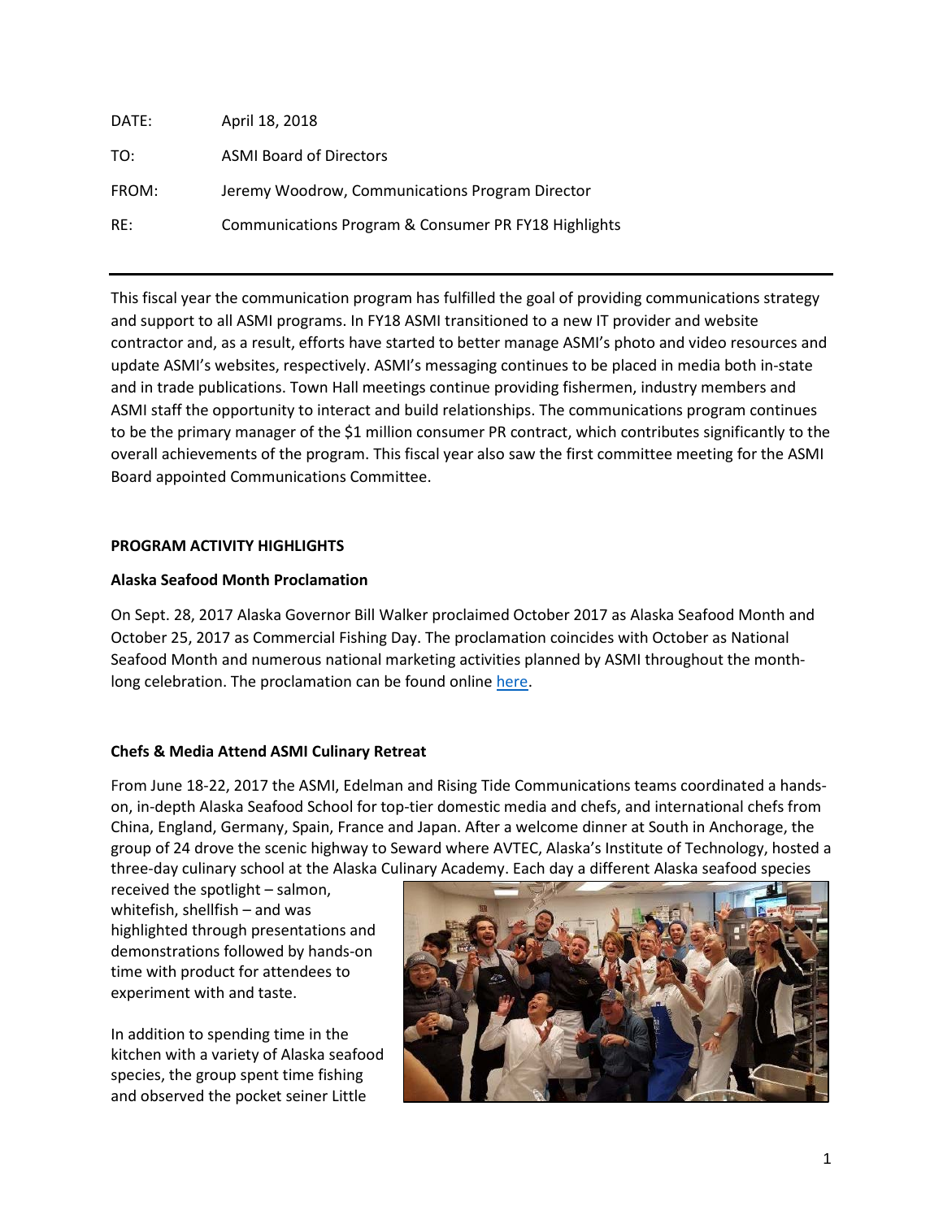| | |
|---|---|
| DATE: | April 18, 2018 |
| TO: | ASMI Board of Directors |
| FROM: | Jeremy Woodrow, Communications Program Director |
| RE: | Communications Program & Consumer PR FY18 Highlights |

---

This fiscal year the communication program has fulfilled the goal of providing communications strategy and support to all ASMI programs. In FY18 ASMI transitioned to a new IT provider and website contractor and, as a result, efforts have started to better manage ASMI's photo and video resources and update ASMI's websites, respectively. ASMI's messaging continues to be placed in media both in-state and in trade publications. Town Hall meetings continue providing fishermen, industry members and ASMI staff the opportunity to interact and build relationships. The communications program continues to be the primary manager of the $1 million consumer PR contract, which contributes significantly to the overall achievements of the program. This fiscal year also saw the first committee meeting for the ASMI Board appointed Communications Committee.

**PROGRAM ACTIVITY HIGHLIGHTS**

**Alaska Seafood Month Proclamation**

On Sept. 28, 2017 Alaska Governor Bill Walker proclaimed October 2017 as Alaska Seafood Month and October 25, 2017 as Commercial Fishing Day. The proclamation coincides with October as National Seafood Month and numerous national marketing activities planned by ASMI throughout the month-long celebration. The proclamation can be found online here.

**Chefs & Media Attend ASMI Culinary Retreat**

From June 18-22, 2017 the ASMI, Edelman and Rising Tide Communications teams coordinated a hands-on, in-depth Alaska Seafood School for top-tier domestic media and chefs, and international chefs from China, England, Germany, Spain, France and Japan. After a welcome dinner at South in Anchorage, the group of 24 drove the scenic highway to Seward where AVTEC, Alaska's Institute of Technology, hosted a three-day culinary school at the Alaska Culinary Academy. Each day a different Alaska seafood species received the spotlight – salmon, whitefish, shellfish – and was highlighted through presentations and demonstrations followed by hands-on time with product for attendees to experiment with and taste.

In addition to spending time in the kitchen with a variety of Alaska seafood species, the group spent time fishing and observed the pocket seiner Little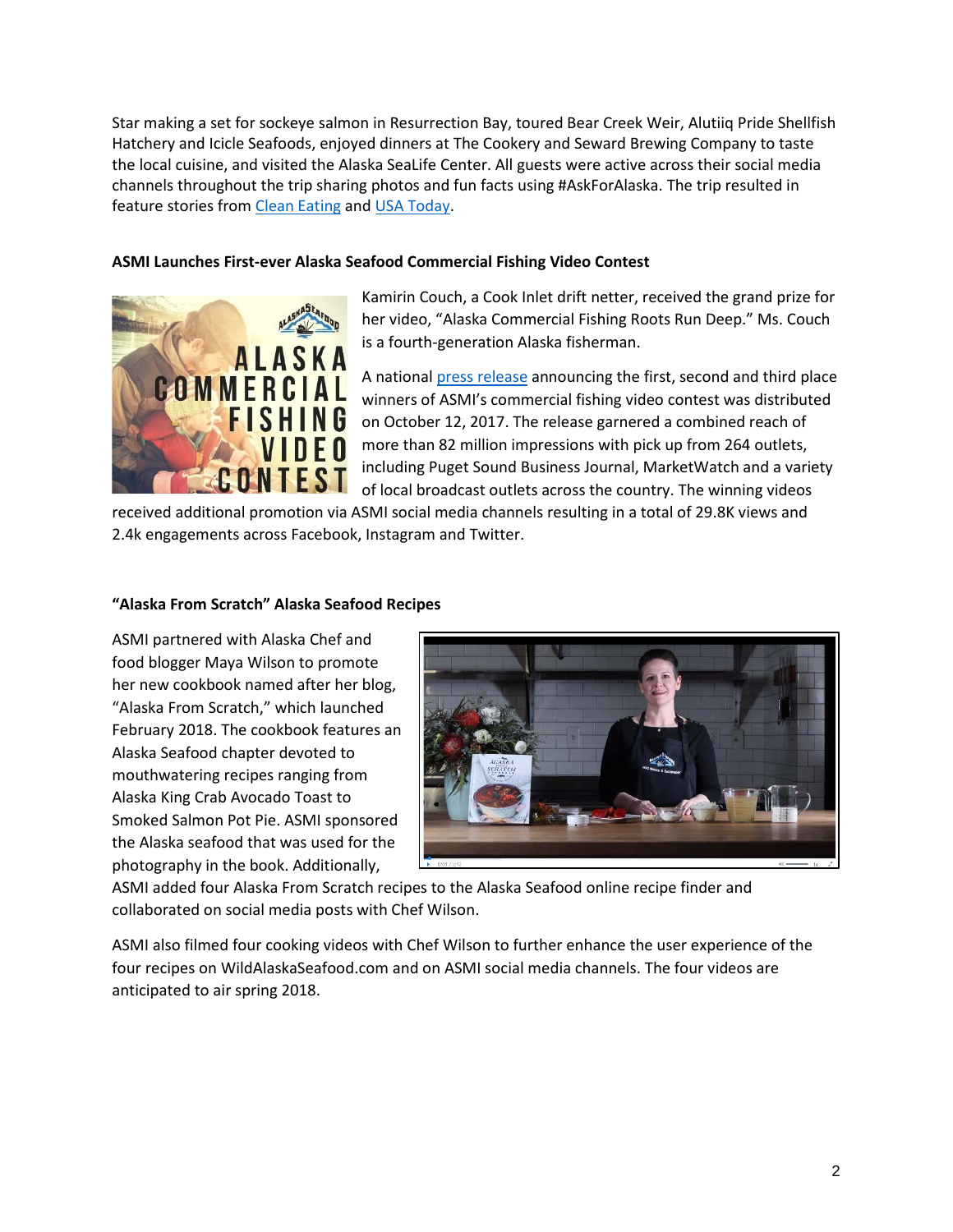Star making a set for sockeye salmon in Resurrection Bay, toured Bear Creek Weir, Alutiiq Pride Shellfish Hatchery and Icicle Seafoods, enjoyed dinners at The Cookery and Seward Brewing Company to taste the local cuisine, and visited the Alaska SeaLife Center. All guests were active across their social media channels throughout the trip sharing photos and fun facts using #AskForAlaska. The trip resulted in feature stories from Clean Eating and USA Today.

**ASMI Launches First-ever Alaska Seafood Commercial Fishing Video Contest**

Kamirin Couch, a Cook Inlet drift netter, received the grand prize for her video, "Alaska Commercial Fishing Roots Run Deep." Ms. Couch is a fourth-generation Alaska fisherman.

A national press release announcing the first, second and third place winners of ASMI's commercial fishing video contest was distributed on October 12, 2017. The release garnered a combined reach of more than 82 million impressions with pick up from 264 outlets, including Puget Sound Business Journal, MarketWatch and a variety of local broadcast outlets across the country. The winning videos received additional promotion via ASMI social media channels resulting in a total of 29.8K views and 2.4k engagements across Facebook, Instagram and Twitter.

**"Alaska From Scratch" Alaska Seafood Recipes**

ASMI partnered with Alaska Chef and food blogger Maya Wilson to promote her new cookbook named after her blog, "Alaska From Scratch," which launched February 2018. The cookbook features an Alaska Seafood chapter devoted to mouthwatering recipes ranging from Alaska King Crab Avocado Toast to Smoked Salmon Pot Pie. ASMI sponsored the Alaska seafood that was used for the photography in the book. Additionally, ASMI added four Alaska From Scratch recipes to the Alaska Seafood online recipe finder and collaborated on social media posts with Chef Wilson.

ASMI also filmed four cooking videos with Chef Wilson to further enhance the user experience of the four recipes on WildAlaskaSeafood.com and on ASMI social media channels. The four videos are anticipated to air spring 2018.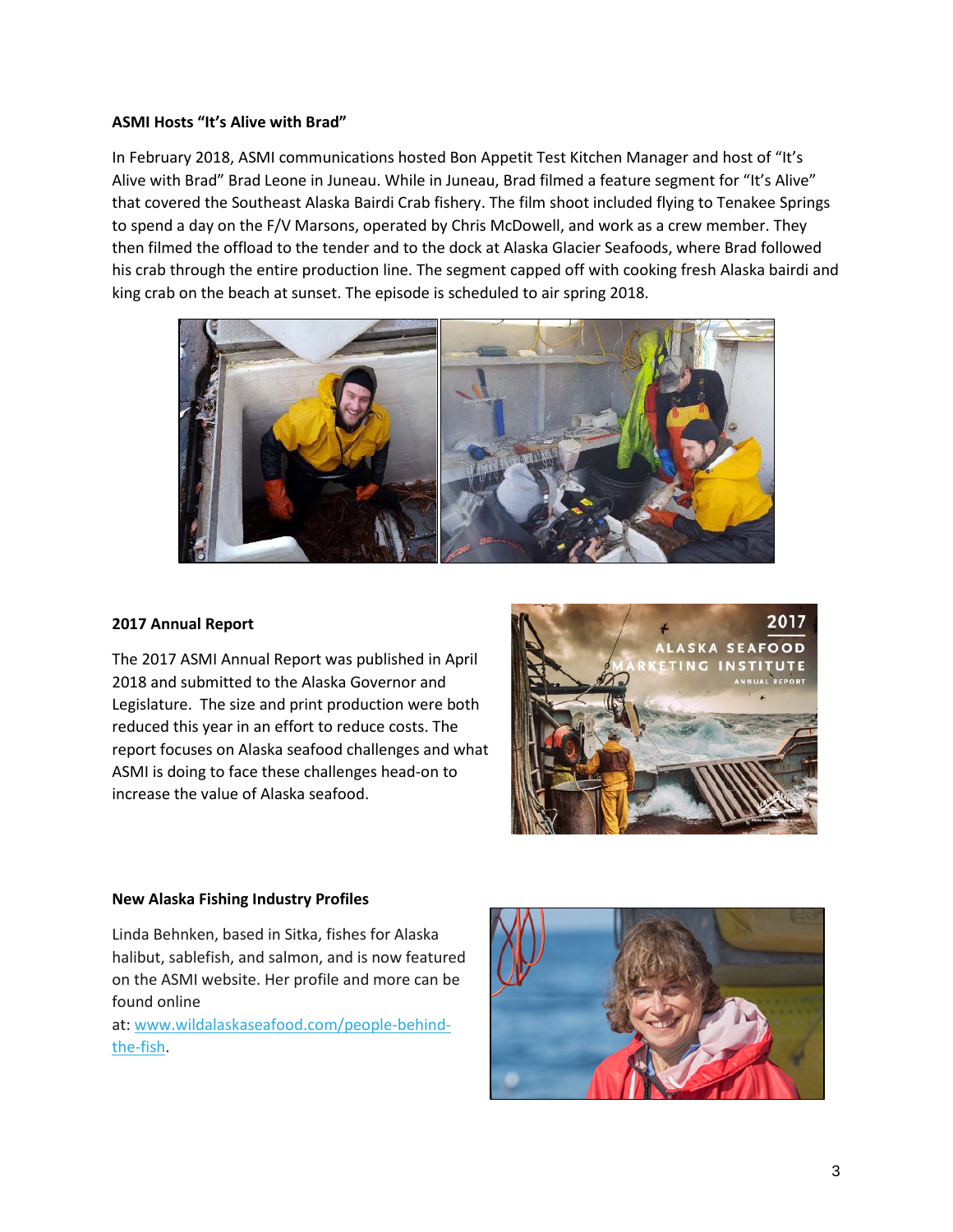**ASMI Hosts "It's Alive with Brad"**

In February 2018, ASMI communications hosted Bon Appetit Test Kitchen Manager and host of "It's Alive with Brad" Brad Leone in Juneau. While in Juneau, Brad filmed a feature segment for "It's Alive" that covered the Southeast Alaska Bairdi Crab fishery. The film shoot included flying to Tenakee Springs to spend a day on the F/V Marsons, operated by Chris McDowell, and work as a crew member. They then filmed the offload to the tender and to the dock at Alaska Glacier Seafoods, where Brad followed his crab through the entire production line. The segment capped off with cooking fresh Alaska bairdi and king crab on the beach at sunset. The episode is scheduled to air spring 2018.

**2017 Annual Report**

The 2017 ASMI Annual Report was published in April 2018 and submitted to the Alaska Governor and Legislature. The size and print production were both reduced this year in an effort to reduce costs. The report focuses on Alaska seafood challenges and what ASMI is doing to face these challenges head-on to increase the value of Alaska seafood.

**New Alaska Fishing Industry Profiles**

Linda Behnken, based in Sitka, fishes for Alaska halibut, sablefish, and salmon, and is now featured on the ASMI website. Her profile and more can be found online at: www.wildalaskaseafood.com/people-behind-the-fish.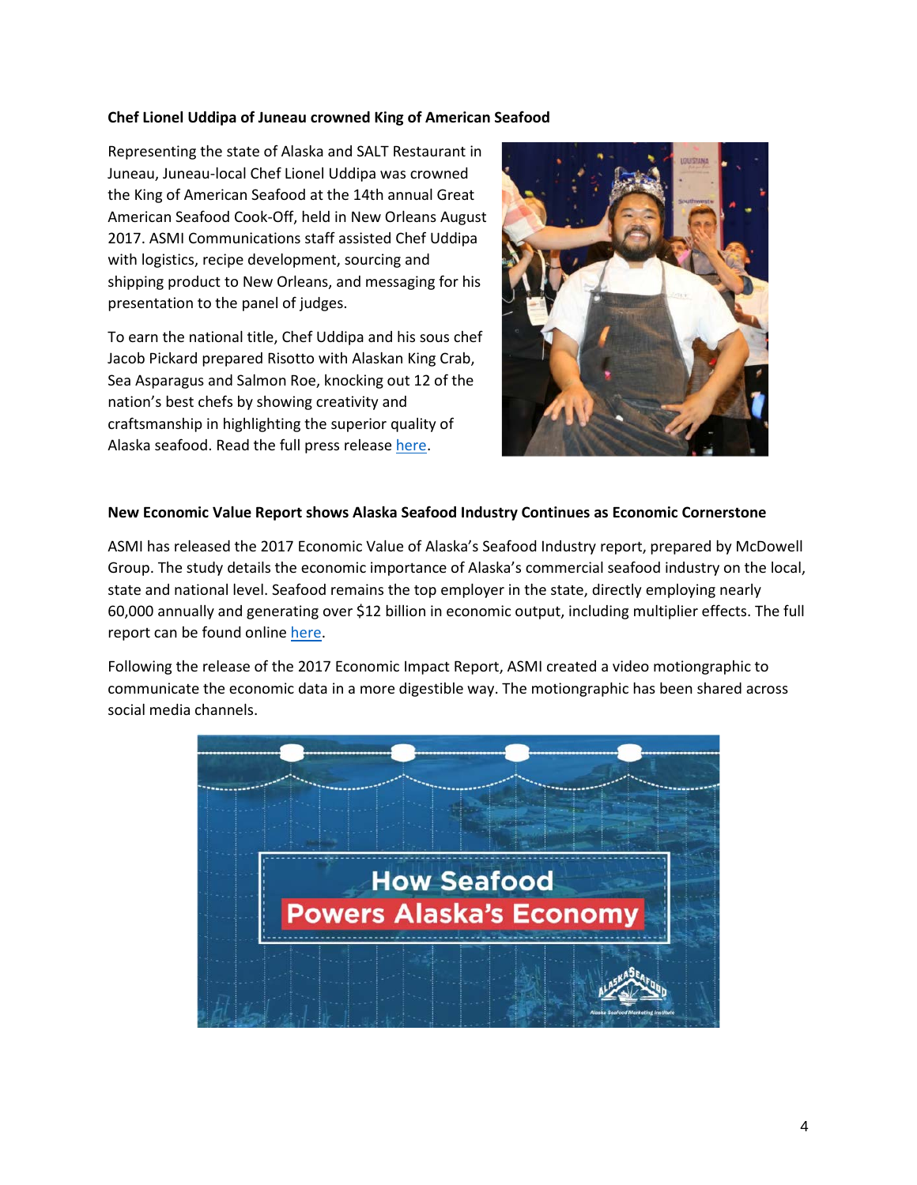**Chef Lionel Uddipa of Juneau crowned King of American Seafood**

Representing the state of Alaska and SALT Restaurant in Juneau, Juneau-local Chef Lionel Uddipa was crowned the King of American Seafood at the 14th annual Great American Seafood Cook-Off, held in New Orleans August 2017. ASMI Communications staff assisted Chef Uddipa with logistics, recipe development, sourcing and shipping product to New Orleans, and messaging for his presentation to the panel of judges.

To earn the national title, Chef Uddipa and his sous chef Jacob Pickard prepared Risotto with Alaskan King Crab, Sea Asparagus and Salmon Roe, knocking out 12 of the nation's best chefs by showing creativity and craftsmanship in highlighting the superior quality of Alaska seafood. Read the full press release here.

**New Economic Value Report shows Alaska Seafood Industry Continues as Economic Cornerstone**

ASMI has released the 2017 Economic Value of Alaska's Seafood Industry report, prepared by McDowell Group. The study details the economic importance of Alaska's commercial seafood industry on the local, state and national level. Seafood remains the top employer in the state, directly employing nearly 60,000 annually and generating over $12 billion in economic output, including multiplier effects. The full report can be found online here.

Following the release of the 2017 Economic Impact Report, ASMI created a video motiongraphic to communicate the economic data in a more digestible way. The motiongraphic has been shared across social media channels.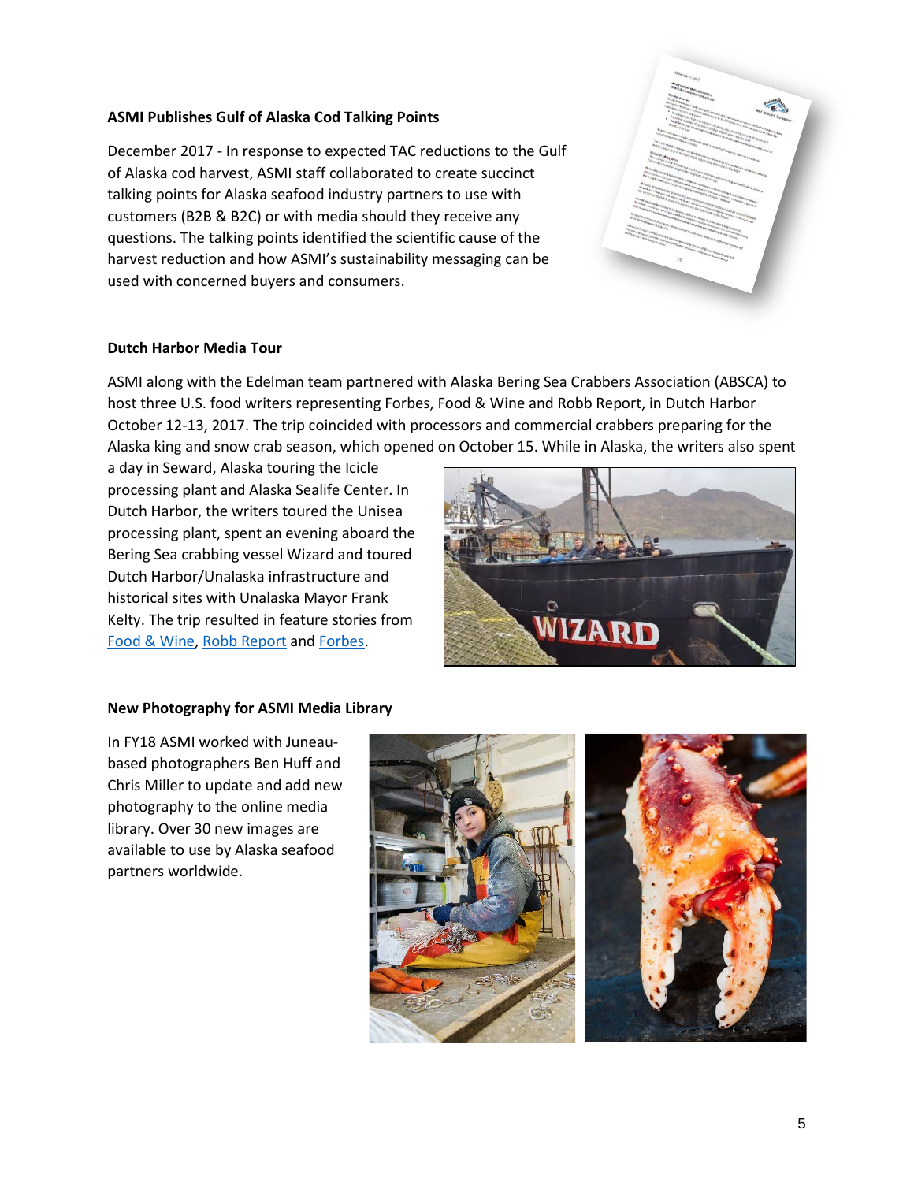### ASMI Publishes Gulf of Alaska Cod Talking Points

December 2017 - In response to expected TAC reductions to the Gulf of Alaska cod harvest, ASMI staff collaborated to create succinct talking points for Alaska seafood industry partners to use with customers (B2B & B2C) or with media should they receive any questions. The talking points identified the scientific cause of the harvest reduction and how ASMI's sustainability messaging can be used with concerned buyers and consumers.

### Dutch Harbor Media Tour

ASMI along with the Edelman team partnered with Alaska Bering Sea Crabbers Association (ABSCA) to host three U.S. food writers representing Forbes, Food & Wine and Robb Report, in Dutch Harbor October 12-13, 2017. The trip coincided with processors and commercial crabbers preparing for the Alaska king and snow crab season, which opened on October 15. While in Alaska, the writers also spent a day in Seward, Alaska touring the Icicle processing plant and Alaska Sealife Center. In Dutch Harbor, the writers toured the Unisea processing plant, spent an evening aboard the Bering Sea crabbing vessel Wizard and toured Dutch Harbor/Unalaska infrastructure and historical sites with Unalaska Mayor Frank Kelty. The trip resulted in feature stories from Food & Wine, Robb Report and Forbes.

### New Photography for ASMI Media Library

In FY18 ASMI worked with Juneau-based photographers Ben Huff and Chris Miller to update and add new photography to the online media library. Over 30 new images are available to use by Alaska seafood partners worldwide.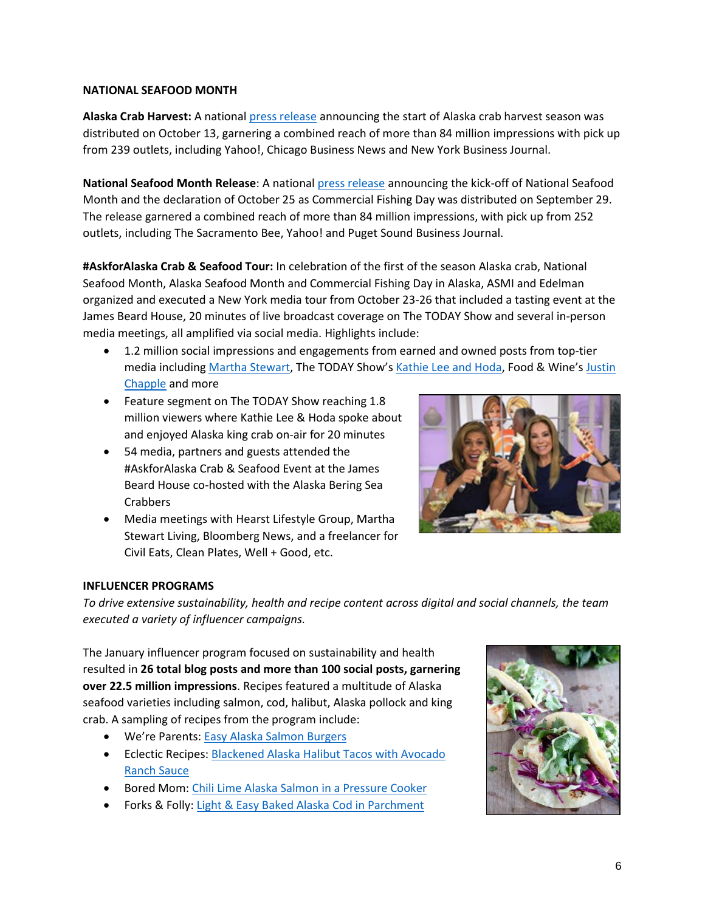## NATIONAL SEAFOOD MONTH

**Alaska Crab Harvest:** A national press release announcing the start of Alaska crab harvest season was distributed on October 13, garnering a combined reach of more than 84 million impressions with pick up from 239 outlets, including Yahoo!, Chicago Business News and New York Business Journal.

**National Seafood Month Release**: A national press release announcing the kick-off of National Seafood Month and the declaration of October 25 as Commercial Fishing Day was distributed on September 29. The release garnered a combined reach of more than 84 million impressions, with pick up from 252 outlets, including The Sacramento Bee, Yahoo! and Puget Sound Business Journal.

**#AskforAlaska Crab & Seafood Tour:** In celebration of the first of the season Alaska crab, National Seafood Month, Alaska Seafood Month and Commercial Fishing Day in Alaska, ASMI and Edelman organized and executed a New York media tour from October 23-26 that included a tasting event at the James Beard House, 20 minutes of live broadcast coverage on The TODAY Show and several in-person media meetings, all amplified via social media. Highlights include:

- 1.2 million social impressions and engagements from earned and owned posts from top-tier media including Martha Stewart, The TODAY Show's Kathie Lee and Hoda, Food & Wine's Justin Chapple and more
- Feature segment on The TODAY Show reaching 1.8 million viewers where Kathie Lee & Hoda spoke about and enjoyed Alaska king crab on-air for 20 minutes
- 54 media, partners and guests attended the #AskforAlaska Crab & Seafood Event at the James Beard House co-hosted with the Alaska Bering Sea Crabbers
- Media meetings with Hearst Lifestyle Group, Martha Stewart Living, Bloomberg News, and a freelancer for Civil Eats, Clean Plates, Well + Good, etc.

## INFLUENCER PROGRAMS

*To drive extensive sustainability, health and recipe content across digital and social channels, the team executed a variety of influencer campaigns.*

The January influencer program focused on sustainability and health resulted in **26 total blog posts and more than 100 social posts, garnering over 22.5 million impressions**. Recipes featured a multitude of Alaska seafood varieties including salmon, cod, halibut, Alaska pollock and king crab. A sampling of recipes from the program include:

- We're Parents: Easy Alaska Salmon Burgers
- Eclectic Recipes: Blackened Alaska Halibut Tacos with Avocado Ranch Sauce
- Bored Mom: Chili Lime Alaska Salmon in a Pressure Cooker
- Forks & Folly: Light & Easy Baked Alaska Cod in Parchment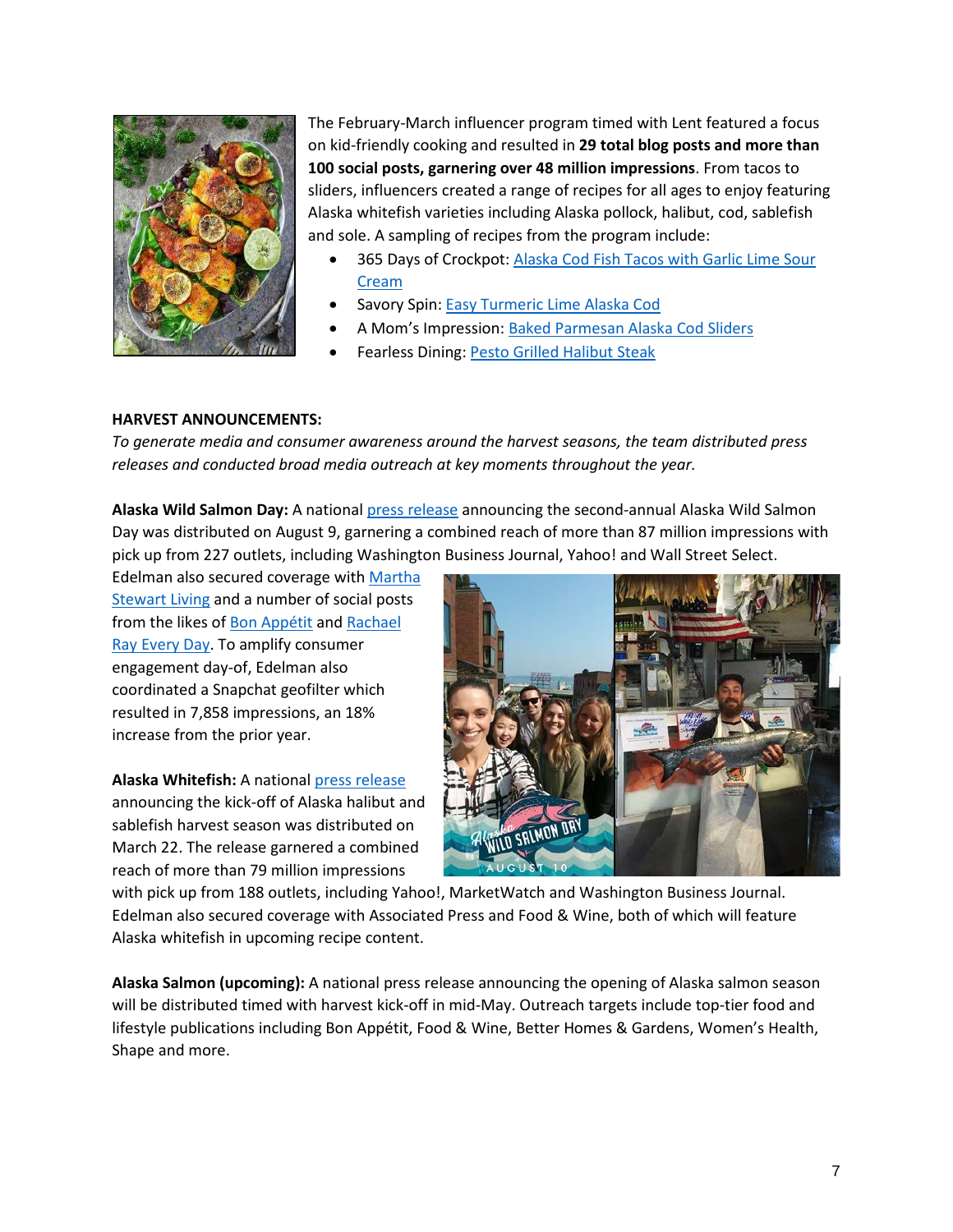The February-March influencer program timed with Lent featured a focus on kid-friendly cooking and resulted in **29 total blog posts and more than 100 social posts, garnering over 48 million impressions**. From tacos to sliders, influencers created a range of recipes for all ages to enjoy featuring Alaska whitefish varieties including Alaska pollock, halibut, cod, sablefish and sole. A sampling of recipes from the program include:

- 365 Days of Crockpot: Alaska Cod Fish Tacos with Garlic Lime Sour Cream
- Savory Spin: Easy Turmeric Lime Alaska Cod
- A Mom's Impression: Baked Parmesan Alaska Cod Sliders
- Fearless Dining: Pesto Grilled Halibut Steak

**HARVEST ANNOUNCEMENTS:**

*To generate media and consumer awareness around the harvest seasons, the team distributed press releases and conducted broad media outreach at key moments throughout the year.*

**Alaska Wild Salmon Day:** A national press release announcing the second-annual Alaska Wild Salmon Day was distributed on August 9, garnering a combined reach of more than 87 million impressions with pick up from 227 outlets, including Washington Business Journal, Yahoo! and Wall Street Select. Edelman also secured coverage with Martha Stewart Living and a number of social posts from the likes of Bon Appétit and Rachael Ray Every Day. To amplify consumer engagement day-of, Edelman also coordinated a Snapchat geofilter which resulted in 7,858 impressions, an 18% increase from the prior year.

**Alaska Whitefish:** A national press release announcing the kick-off of Alaska halibut and sablefish harvest season was distributed on March 22. The release garnered a combined reach of more than 79 million impressions with pick up from 188 outlets, including Yahoo!, MarketWatch and Washington Business Journal. Edelman also secured coverage with Associated Press and Food & Wine, both of which will feature Alaska whitefish in upcoming recipe content.

**Alaska Salmon (upcoming):** A national press release announcing the opening of Alaska salmon season will be distributed timed with harvest kick-off in mid-May. Outreach targets include top-tier food and lifestyle publications including Bon Appétit, Food & Wine, Better Homes & Gardens, Women's Health, Shape and more.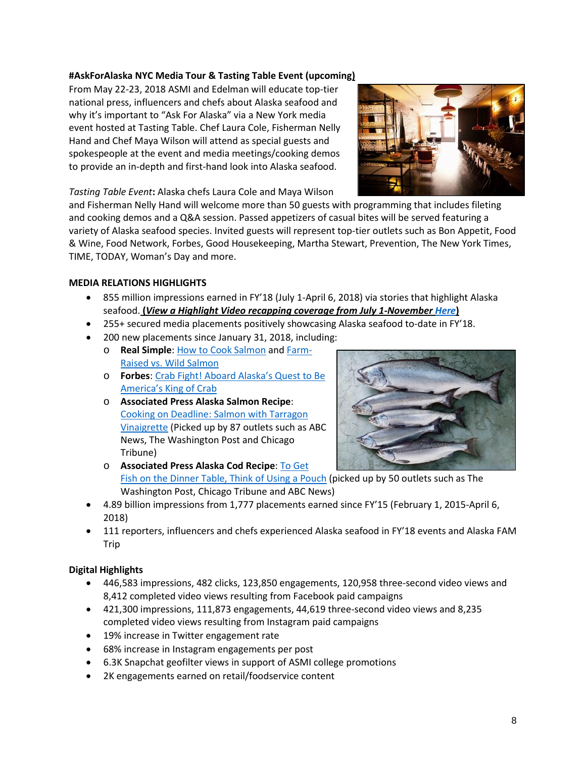**#AskForAlaska NYC Media Tour & Tasting Table Event (upcoming)**

From May 22-23, 2018 ASMI and Edelman will educate top-tier national press, influencers and chefs about Alaska seafood and why it's important to "Ask For Alaska" via a New York media event hosted at Tasting Table. Chef Laura Cole, Fisherman Nelly Hand and Chef Maya Wilson will attend as special guests and spokespeople at the event and media meetings/cooking demos to provide an in-depth and first-hand look into Alaska seafood.

*Tasting Table Event*: Alaska chefs Laura Cole and Maya Wilson and Fisherman Nelly Hand will welcome more than 50 guests with programming that includes fileting and cooking demos and a Q&A session. Passed appetizers of casual bites will be served featuring a variety of Alaska seafood species. Invited guests will represent top-tier outlets such as Bon Appetit, Food & Wine, Food Network, Forbes, Good Housekeeping, Martha Stewart, Prevention, The New York Times, TIME, TODAY, Woman's Day and more.

**MEDIA RELATIONS HIGHLIGHTS**

- 855 million impressions earned in FY'18 (July 1-April 6, 2018) via stories that highlight Alaska seafood. **(*View a Highlight Video recapping coverage from July 1-November Here*)**
- 255+ secured media placements positively showcasing Alaska seafood to-date in FY'18.
- 200 new placements since January 31, 2018, including:
  - **Real Simple**: How to Cook Salmon and Farm-Raised vs. Wild Salmon
  - **Forbes**: Crab Fight! Aboard Alaska's Quest to Be America's King of Crab
  - **Associated Press Alaska Salmon Recipe**: Cooking on Deadline: Salmon with Tarragon Vinaigrette (Picked up by 87 outlets such as ABC News, The Washington Post and Chicago Tribune)
  - **Associated Press Alaska Cod Recipe**: To Get Fish on the Dinner Table, Think of Using a Pouch (picked up by 50 outlets such as The Washington Post, Chicago Tribune and ABC News)
- 4.89 billion impressions from 1,777 placements earned since FY'15 (February 1, 2015-April 6, 2018)
- 111 reporters, influencers and chefs experienced Alaska seafood in FY'18 events and Alaska FAM Trip

**Digital Highlights**

- 446,583 impressions, 482 clicks, 123,850 engagements, 120,958 three-second video views and 8,412 completed video views resulting from Facebook paid campaigns
- 421,300 impressions, 111,873 engagements, 44,619 three-second video views and 8,235 completed video views resulting from Instagram paid campaigns
- 19% increase in Twitter engagement rate
- 68% increase in Instagram engagements per post
- 6.3K Snapchat geofilter views in support of ASMI college promotions
- 2K engagements earned on retail/foodservice content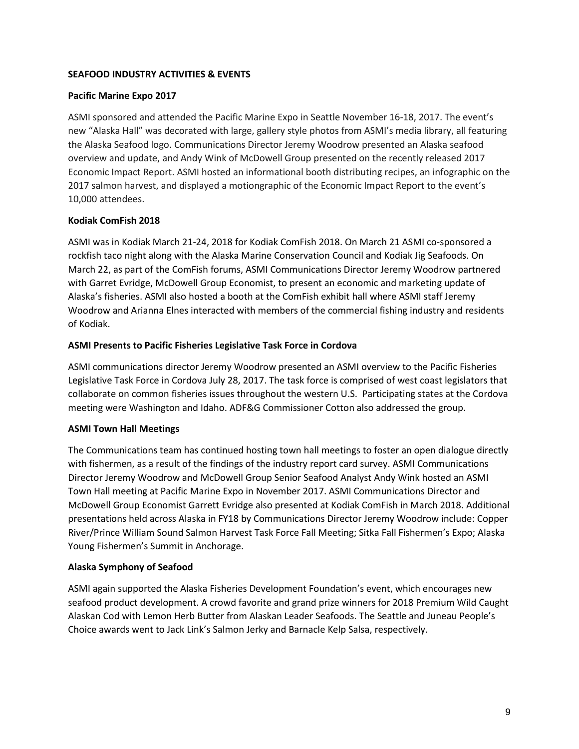## SEAFOOD INDUSTRY ACTIVITIES & EVENTS

### Pacific Marine Expo 2017

ASMI sponsored and attended the Pacific Marine Expo in Seattle November 16-18, 2017. The event's new "Alaska Hall" was decorated with large, gallery style photos from ASMI's media library, all featuring the Alaska Seafood logo. Communications Director Jeremy Woodrow presented an Alaska seafood overview and update, and Andy Wink of McDowell Group presented on the recently released 2017 Economic Impact Report. ASMI hosted an informational booth distributing recipes, an infographic on the 2017 salmon harvest, and displayed a motiongraphic of the Economic Impact Report to the event's 10,000 attendees.

### Kodiak ComFish 2018

ASMI was in Kodiak March 21-24, 2018 for Kodiak ComFish 2018. On March 21 ASMI co-sponsored a rockfish taco night along with the Alaska Marine Conservation Council and Kodiak Jig Seafoods. On March 22, as part of the ComFish forums, ASMI Communications Director Jeremy Woodrow partnered with Garret Evridge, McDowell Group Economist, to present an economic and marketing update of Alaska's fisheries. ASMI also hosted a booth at the ComFish exhibit hall where ASMI staff Jeremy Woodrow and Arianna Elnes interacted with members of the commercial fishing industry and residents of Kodiak.

### ASMI Presents to Pacific Fisheries Legislative Task Force in Cordova

ASMI communications director Jeremy Woodrow presented an ASMI overview to the Pacific Fisheries Legislative Task Force in Cordova July 28, 2017. The task force is comprised of west coast legislators that collaborate on common fisheries issues throughout the western U.S. Participating states at the Cordova meeting were Washington and Idaho. ADF&G Commissioner Cotton also addressed the group.

### ASMI Town Hall Meetings

The Communications team has continued hosting town hall meetings to foster an open dialogue directly with fishermen, as a result of the findings of the industry report card survey. ASMI Communications Director Jeremy Woodrow and McDowell Group Senior Seafood Analyst Andy Wink hosted an ASMI Town Hall meeting at Pacific Marine Expo in November 2017. ASMI Communications Director and McDowell Group Economist Garrett Evridge also presented at Kodiak ComFish in March 2018. Additional presentations held across Alaska in FY18 by Communications Director Jeremy Woodrow include: Copper River/Prince William Sound Salmon Harvest Task Force Fall Meeting; Sitka Fall Fishermen's Expo; Alaska Young Fishermen's Summit in Anchorage.

### Alaska Symphony of Seafood

ASMI again supported the Alaska Fisheries Development Foundation's event, which encourages new seafood product development. A crowd favorite and grand prize winners for 2018 Premium Wild Caught Alaskan Cod with Lemon Herb Butter from Alaskan Leader Seafoods. The Seattle and Juneau People's Choice awards went to Jack Link's Salmon Jerky and Barnacle Kelp Salsa, respectively.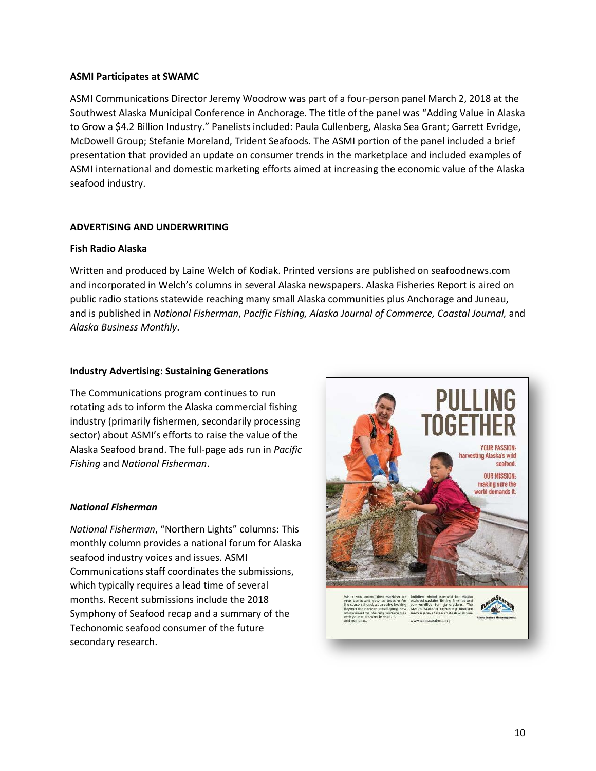**ASMI Participates at SWAMC**

ASMI Communications Director Jeremy Woodrow was part of a four-person panel March 2, 2018 at the Southwest Alaska Municipal Conference in Anchorage. The title of the panel was "Adding Value in Alaska to Grow a $4.2 Billion Industry." Panelists included: Paula Cullenberg, Alaska Sea Grant; Garrett Evridge, McDowell Group; Stefanie Moreland, Trident Seafoods. The ASMI portion of the panel included a brief presentation that provided an update on consumer trends in the marketplace and included examples of ASMI international and domestic marketing efforts aimed at increasing the economic value of the Alaska seafood industry.

## ADVERTISING AND UNDERWRITING

**Fish Radio Alaska**

Written and produced by Laine Welch of Kodiak. Printed versions are published on seafoodnews.com and incorporated in Welch's columns in several Alaska newspapers. Alaska Fisheries Report is aired on public radio stations statewide reaching many small Alaska communities plus Anchorage and Juneau, and is published in *National Fisherman*, *Pacific Fishing, Alaska Journal of Commerce, Coastal Journal,* and *Alaska Business Monthly*.

**Industry Advertising: Sustaining Generations**

The Communications program continues to run rotating ads to inform the Alaska commercial fishing industry (primarily fishermen, secondarily processing sector) about ASMI's efforts to raise the value of the Alaska Seafood brand. The full-page ads run in *Pacific Fishing* and *National Fisherman*.

***National Fisherman***

*National Fisherman*, "Northern Lights" columns: This monthly column provides a national forum for Alaska seafood industry voices and issues. ASMI Communications staff coordinates the submissions, which typically requires a lead time of several months. Recent submissions include the 2018 Symphony of Seafood recap and a summary of the Techonomic seafood consumer of the future secondary research.